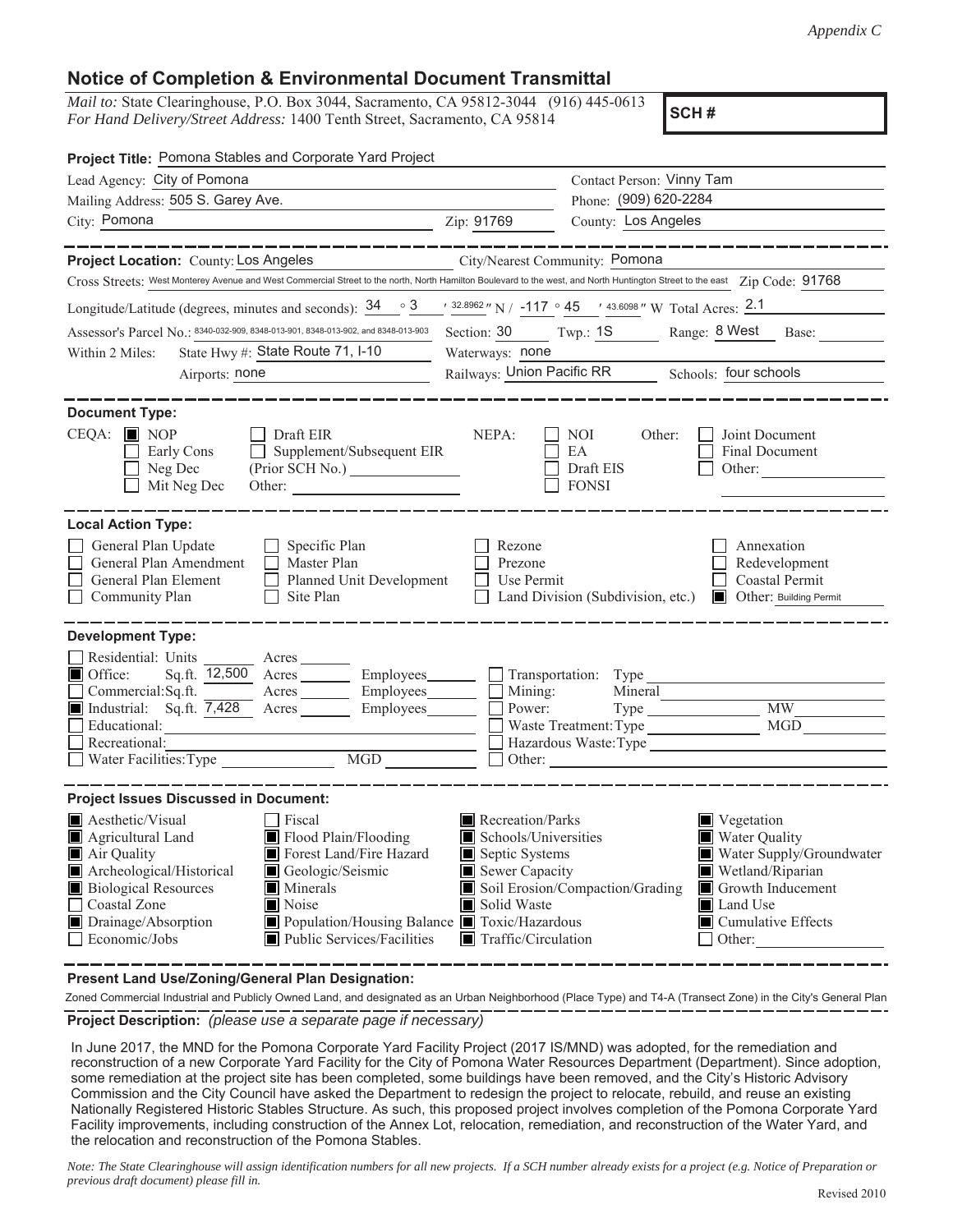*Appendix C*

# Notice of Completion & Environmental Document Transmittal

*Mail to:* State Clearinghouse, P.O. Box 3044, Sacramento, CA 95812-3044 (916) 445-0613
*For Hand Delivery/Street Address:* 1400 Tenth Street, Sacramento, CA 95814

**SCH #**

**Project Title:** Pomona Stables and Corporate Yard Project

Lead Agency: City of Pomona
Contact Person: Vinny Tam
Mailing Address: 505 S. Garey Ave.
Phone: (909) 620-2284
City: Pomona
Zip: 91769
County: Los Angeles

---

**Project Location:** County: Los Angeles
City/Nearest Community: Pomona
Cross Streets: West Monterey Avenue and West Commercial Street to the north, North Hamilton Boulevard to the west, and North Huntington Street to the east
Zip Code: 91768
Longitude/Latitude (degrees, minutes and seconds): 34 ° 3 ′ 32.8962 ″ N / -117 ° 45 ′ 43.6098 ″ W Total Acres: 2.1
Assessor's Parcel No.: 8340-032-909, 8348-013-901, 8348-013-902, and 8348-013-903
Section: 30 Twp.: 1S Range: 8 West Base:
Within 2 Miles: State Hwy #: State Route 71, I-10
Waterways: none
Airports: none
Railways: Union Pacific RR
Schools: four schools

---

**Document Type:**

CEQA: ■ NOP ☐ Early Cons ☐ Neg Dec ☐ Mit Neg Dec ☐ Draft EIR ☐ Supplement/Subsequent EIR (Prior SCH No.) ______ Other: ______

NEPA: ☐ NOI ☐ EA ☐ Draft EIS ☐ FONSI

Other: ☐ Joint Document ☐ Final Document ☐ Other: ______

---

**Local Action Type:**

☐ General Plan Update ☐ General Plan Amendment ☐ General Plan Element ☐ Community Plan
☐ Specific Plan ☐ Master Plan ☐ Planned Unit Development ☐ Site Plan
☐ Rezone ☐ Prezone ☐ Use Permit ☐ Land Division (Subdivision, etc.)
☐ Annexation ☐ Redevelopment ☐ Coastal Permit ■ Other: Building Permit

---

**Development Type:**

☐ Residential: Units ______ Acres ______
■ Office: Sq.ft. 12,500 Acres ______ Employees ______
☐ Commercial: Sq.ft. ______ Acres ______ Employees ______
■ Industrial: Sq.ft. 7,428 Acres ______ Employees ______
☐ Educational: ______
☐ Recreational: ______
☐ Water Facilities: Type ______ MGD ______
☐ Transportation: Type ______
☐ Mining: Mineral ______
☐ Power: Type ______ MW ______
☐ Waste Treatment: Type ______ MGD ______
☐ Hazardous Waste: Type ______
☐ Other: ______

---

**Project Issues Discussed in Document:**

■ Aesthetic/Visual
■ Agricultural Land
■ Air Quality
■ Archeological/Historical
■ Biological Resources
☐ Coastal Zone
■ Drainage/Absorption
☐ Economic/Jobs
☐ Fiscal
■ Flood Plain/Flooding
■ Forest Land/Fire Hazard
■ Geologic/Seismic
■ Minerals
■ Noise
■ Population/Housing Balance
■ Public Services/Facilities
■ Recreation/Parks
■ Schools/Universities
■ Septic Systems
■ Sewer Capacity
■ Soil Erosion/Compaction/Grading
■ Solid Waste
■ Toxic/Hazardous
■ Traffic/Circulation
■ Vegetation
■ Water Quality
■ Water Supply/Groundwater
■ Wetland/Riparian
■ Growth Inducement
■ Land Use
■ Cumulative Effects
☐ Other: ______

---

**Present Land Use/Zoning/General Plan Designation:**

Zoned Commercial Industrial and Publicly Owned Land, and designated as an Urban Neighborhood (Place Type) and T4-A (Transect Zone) in the City's General Plan

---

**Project Description:** *(please use a separate page if necessary)*

In June 2017, the MND for the Pomona Corporate Yard Facility Project (2017 IS/MND) was adopted, for the remediation and reconstruction of a new Corporate Yard Facility for the City of Pomona Water Resources Department (Department). Since adoption, some remediation at the project site has been completed, some buildings have been removed, and the City's Historic Advisory Commission and the City Council have asked the Department to redesign the project to relocate, rebuild, and reuse an existing Nationally Registered Historic Stables Structure. As such, this proposed project involves completion of the Pomona Corporate Yard Facility improvements, including construction of the Annex Lot, relocation, remediation, and reconstruction of the Water Yard, and the relocation and reconstruction of the Pomona Stables.

*Note: The State Clearinghouse will assign identification numbers for all new projects. If a SCH number already exists for a project (e.g. Notice of Preparation or previous draft document) please fill in.*

Revised 2010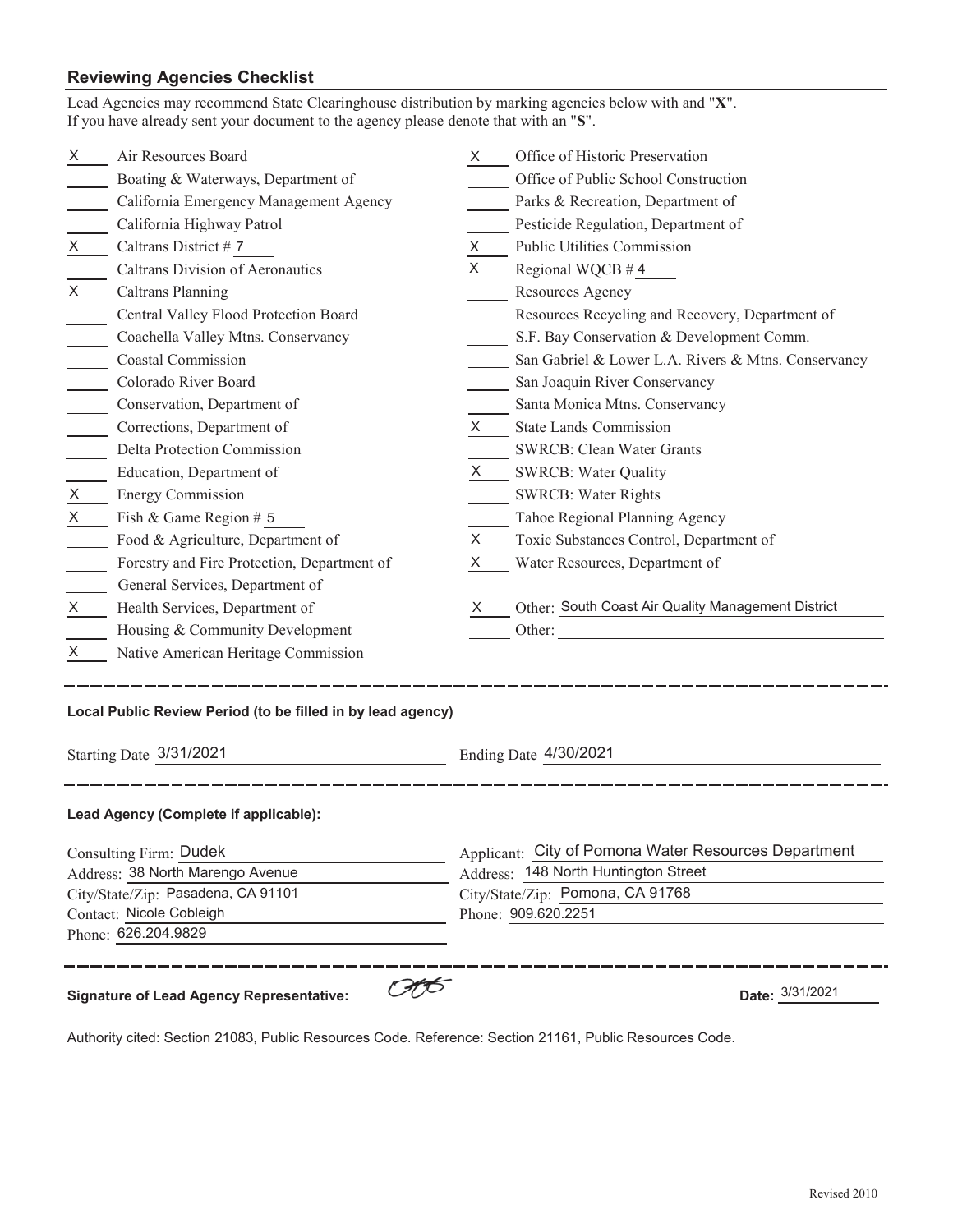## Reviewing Agencies Checklist

Lead Agencies may recommend State Clearinghouse distribution by marking agencies below with and "**X**".
If you have already sent your document to the agency please denote that with an "**S**".

| | | | |
|---|---|---|---|
| X | Air Resources Board | X | Office of Historic Preservation |
| | Boating & Waterways, Department of | | Office of Public School Construction |
| | California Emergency Management Agency | | Parks & Recreation, Department of |
| | California Highway Patrol | | Pesticide Regulation, Department of |
| X | Caltrans District # 7 | X | Public Utilities Commission |
| | Caltrans Division of Aeronautics | X | Regional WQCB # 4 |
| X | Caltrans Planning | | Resources Agency |
| | Central Valley Flood Protection Board | | Resources Recycling and Recovery, Department of |
| | Coachella Valley Mtns. Conservancy | | S.F. Bay Conservation & Development Comm. |
| | Coastal Commission | | San Gabriel & Lower L.A. Rivers & Mtns. Conservancy |
| | Colorado River Board | | San Joaquin River Conservancy |
| | Conservation, Department of | | Santa Monica Mtns. Conservancy |
| | Corrections, Department of | X | State Lands Commission |
| | Delta Protection Commission | | SWRCB: Clean Water Grants |
| | Education, Department of | X | SWRCB: Water Quality |
| X | Energy Commission | | SWRCB: Water Rights |
| X | Fish & Game Region # 5 | | Tahoe Regional Planning Agency |
| | Food & Agriculture, Department of | X | Toxic Substances Control, Department of |
| | Forestry and Fire Protection, Department of | X | Water Resources, Department of |
| | General Services, Department of | | |
| X | Health Services, Department of | X | Other: South Coast Air Quality Management District |
| | Housing & Community Development | | Other: |
| X | Native American Heritage Commission | | |

**Local Public Review Period (to be filled in by lead agency)**

Starting Date 3/31/2021 Ending Date 4/30/2021

**Lead Agency (Complete if applicable):**

Consulting Firm: Dudek
Address: 38 North Marengo Avenue
City/State/Zip: Pasadena, CA 91101
Contact: Nicole Cobleigh
Phone: 626.204.9829

Applicant: City of Pomona Water Resources Department
Address: 148 North Huntington Street
City/State/Zip: Pomona, CA 91768
Phone: 909.620.2251

**Signature of Lead Agency Representative:** [signature] **Date:** 3/31/2021

Authority cited: Section 21083, Public Resources Code. Reference: Section 21161, Public Resources Code.

Revised 2010